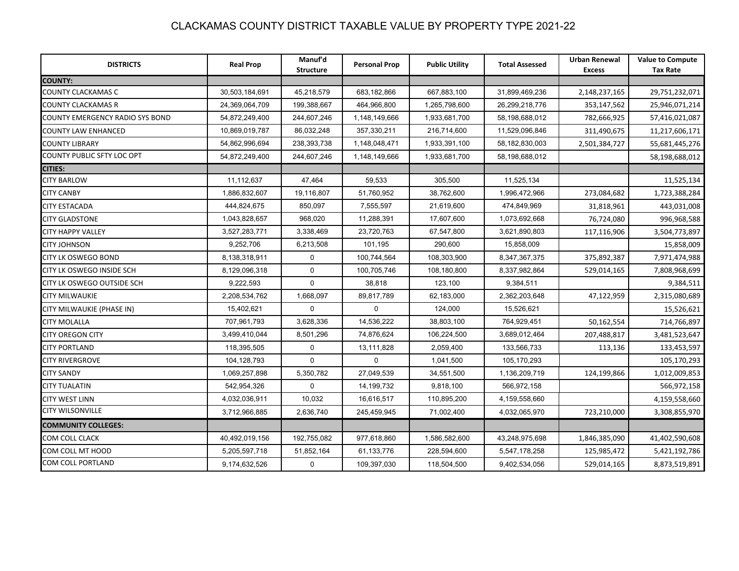# CLACKAMAS COUNTY DISTRICT TAXABLE VALUE BY PROPERTY TYPE 2021-22

| DISTRICTS | Real Prop | Manuf'd Structure | Personal Prop | Public Utility | Total Assessed | Urban Renewal Excess | Value to Compute Tax Rate |
|---|---|---|---|---|---|---|---|
| **COUNTY:** | | | | | | | |
| COUNTY CLACKAMAS C | 30,503,184,691 | 45,218,579 | 683,182,866 | 667,883,100 | 31,899,469,236 | 2,148,237,165 | 29,751,232,071 |
| COUNTY CLACKAMAS R | 24,369,064,709 | 199,388,667 | 464,966,800 | 1,265,798,600 | 26,299,218,776 | 353,147,562 | 25,946,071,214 |
| COUNTY EMERGENCY RADIO SYS BOND | 54,872,249,400 | 244,607,246 | 1,148,149,666 | 1,933,681,700 | 58,198,688,012 | 782,666,925 | 57,416,021,087 |
| COUNTY LAW ENHANCED | 10,869,019,787 | 86,032,248 | 357,330,211 | 216,714,600 | 11,529,096,846 | 311,490,675 | 11,217,606,171 |
| COUNTY LIBRARY | 54,862,996,694 | 238,393,738 | 1,148,048,471 | 1,933,391,100 | 58,182,830,003 | 2,501,384,727 | 55,681,445,276 |
| COUNTY PUBLIC SFTY LOC OPT | 54,872,249,400 | 244,607,246 | 1,148,149,666 | 1,933,681,700 | 58,198,688,012 | | 58,198,688,012 |
| **CITIES:** | | | | | | | |
| CITY BARLOW | 11,112,637 | 47,464 | 59,533 | 305,500 | 11,525,134 | | 11,525,134 |
| CITY CANBY | 1,886,832,607 | 19,116,807 | 51,760,952 | 38,762,600 | 1,996,472,966 | 273,084,682 | 1,723,388,284 |
| CITY ESTACADA | 444,824,675 | 850,097 | 7,555,597 | 21,619,600 | 474,849,969 | 31,818,961 | 443,031,008 |
| CITY GLADSTONE | 1,043,828,657 | 968,020 | 11,288,391 | 17,607,600 | 1,073,692,668 | 76,724,080 | 996,968,588 |
| CITY HAPPY VALLEY | 3,527,283,771 | 3,338,469 | 23,720,763 | 67,547,800 | 3,621,890,803 | 117,116,906 | 3,504,773,897 |
| CITY JOHNSON | 9,252,706 | 6,213,508 | 101,195 | 290,600 | 15,858,009 | | 15,858,009 |
| CITY LK OSWEGO BOND | 8,138,318,911 | 0 | 100,744,564 | 108,303,900 | 8,347,367,375 | 375,892,387 | 7,971,474,988 |
| CITY LK OSWEGO INSIDE SCH | 8,129,096,318 | 0 | 100,705,746 | 108,180,800 | 8,337,982,864 | 529,014,165 | 7,808,968,699 |
| CITY LK OSWEGO OUTSIDE SCH | 9,222,593 | 0 | 38,818 | 123,100 | 9,384,511 | | 9,384,511 |
| CITY MILWAUKIE | 2,208,534,762 | 1,668,097 | 89,817,789 | 62,183,000 | 2,362,203,648 | 47,122,959 | 2,315,080,689 |
| CITY MILWAUKIE (PHASE IN) | 15,402,621 | 0 | 0 | 124,000 | 15,526,621 | | 15,526,621 |
| CITY MOLALLA | 707,961,793 | 3,628,336 | 14,536,222 | 38,803,100 | 764,929,451 | 50,162,554 | 714,766,897 |
| CITY OREGON CITY | 3,499,410,044 | 8,501,296 | 74,876,624 | 106,224,500 | 3,689,012,464 | 207,488,817 | 3,481,523,647 |
| CITY PORTLAND | 118,395,505 | 0 | 13,111,828 | 2,059,400 | 133,566,733 | 113,136 | 133,453,597 |
| CITY RIVERGROVE | 104,128,793 | 0 | 0 | 1,041,500 | 105,170,293 | | 105,170,293 |
| CITY SANDY | 1,069,257,898 | 5,350,782 | 27,049,539 | 34,551,500 | 1,136,209,719 | 124,199,866 | 1,012,009,853 |
| CITY TUALATIN | 542,954,326 | 0 | 14,199,732 | 9,818,100 | 566,972,158 | | 566,972,158 |
| CITY WEST LINN | 4,032,036,911 | 10,032 | 16,616,517 | 110,895,200 | 4,159,558,660 | | 4,159,558,660 |
| CITY WILSONVILLE | 3,712,966,885 | 2,636,740 | 245,459,945 | 71,002,400 | 4,032,065,970 | 723,210,000 | 3,308,855,970 |
| **COMMUNITY COLLEGES:** | | | | | | | |
| COM COLL CLACK | 40,492,019,156 | 192,755,082 | 977,618,860 | 1,586,582,600 | 43,248,975,698 | 1,846,385,090 | 41,402,590,608 |
| COM COLL MT HOOD | 5,205,597,718 | 51,852,164 | 61,133,776 | 228,594,600 | 5,547,178,258 | 125,985,472 | 5,421,192,786 |
| COM COLL PORTLAND | 9,174,632,526 | 0 | 109,397,030 | 118,504,500 | 9,402,534,056 | 529,014,165 | 8,873,519,891 |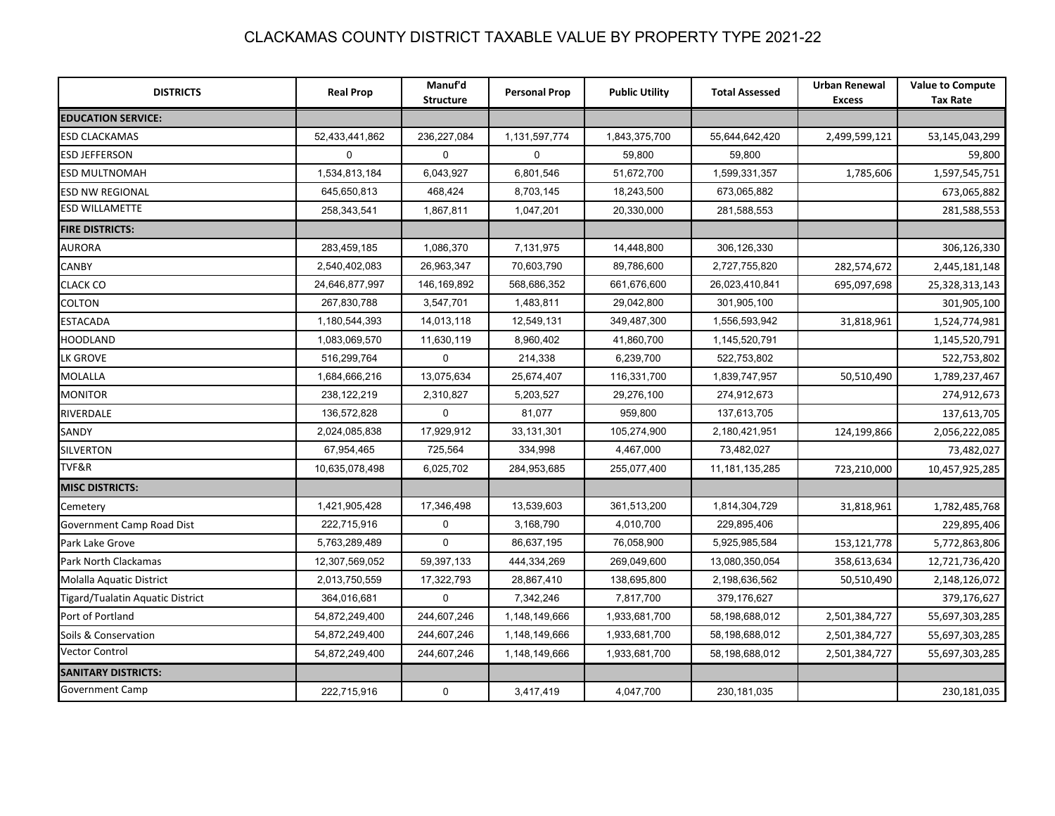# CLACKAMAS COUNTY DISTRICT TAXABLE VALUE BY PROPERTY TYPE 2021-22

| DISTRICTS | Real Prop | Manuf'd Structure | Personal Prop | Public Utility | Total Assessed | Urban Renewal Excess | Value to Compute Tax Rate |
|---|---|---|---|---|---|---|---|
| **EDUCATION SERVICE:** | | | | | | | |
| ESD CLACKAMAS | 52,433,441,862 | 236,227,084 | 1,131,597,774 | 1,843,375,700 | 55,644,642,420 | 2,499,599,121 | 53,145,043,299 |
| ESD JEFFERSON | 0 | 0 | 0 | 59,800 | 59,800 | | 59,800 |
| ESD MULTNOMAH | 1,534,813,184 | 6,043,927 | 6,801,546 | 51,672,700 | 1,599,331,357 | 1,785,606 | 1,597,545,751 |
| ESD NW REGIONAL | 645,650,813 | 468,424 | 8,703,145 | 18,243,500 | 673,065,882 | | 673,065,882 |
| ESD WILLAMETTE | 258,343,541 | 1,867,811 | 1,047,201 | 20,330,000 | 281,588,553 | | 281,588,553 |
| **FIRE DISTRICTS:** | | | | | | | |
| AURORA | 283,459,185 | 1,086,370 | 7,131,975 | 14,448,800 | 306,126,330 | | 306,126,330 |
| CANBY | 2,540,402,083 | 26,963,347 | 70,603,790 | 89,786,600 | 2,727,755,820 | 282,574,672 | 2,445,181,148 |
| CLACK CO | 24,646,877,997 | 146,169,892 | 568,686,352 | 661,676,600 | 26,023,410,841 | 695,097,698 | 25,328,313,143 |
| COLTON | 267,830,788 | 3,547,701 | 1,483,811 | 29,042,800 | 301,905,100 | | 301,905,100 |
| ESTACADA | 1,180,544,393 | 14,013,118 | 12,549,131 | 349,487,300 | 1,556,593,942 | 31,818,961 | 1,524,774,981 |
| HOODLAND | 1,083,069,570 | 11,630,119 | 8,960,402 | 41,860,700 | 1,145,520,791 | | 1,145,520,791 |
| LK GROVE | 516,299,764 | 0 | 214,338 | 6,239,700 | 522,753,802 | | 522,753,802 |
| MOLALLA | 1,684,666,216 | 13,075,634 | 25,674,407 | 116,331,700 | 1,839,747,957 | 50,510,490 | 1,789,237,467 |
| MONITOR | 238,122,219 | 2,310,827 | 5,203,527 | 29,276,100 | 274,912,673 | | 274,912,673 |
| RIVERDALE | 136,572,828 | 0 | 81,077 | 959,800 | 137,613,705 | | 137,613,705 |
| SANDY | 2,024,085,838 | 17,929,912 | 33,131,301 | 105,274,900 | 2,180,421,951 | 124,199,866 | 2,056,222,085 |
| SILVERTON | 67,954,465 | 725,564 | 334,998 | 4,467,000 | 73,482,027 | | 73,482,027 |
| TVF&R | 10,635,078,498 | 6,025,702 | 284,953,685 | 255,077,400 | 11,181,135,285 | 723,210,000 | 10,457,925,285 |
| **MISC DISTRICTS:** | | | | | | | |
| Cemetery | 1,421,905,428 | 17,346,498 | 13,539,603 | 361,513,200 | 1,814,304,729 | 31,818,961 | 1,782,485,768 |
| Government Camp Road Dist | 222,715,916 | 0 | 3,168,790 | 4,010,700 | 229,895,406 | | 229,895,406 |
| Park Lake Grove | 5,763,289,489 | 0 | 86,637,195 | 76,058,900 | 5,925,985,584 | 153,121,778 | 5,772,863,806 |
| Park North Clackamas | 12,307,569,052 | 59,397,133 | 444,334,269 | 269,049,600 | 13,080,350,054 | 358,613,634 | 12,721,736,420 |
| Molalla Aquatic District | 2,013,750,559 | 17,322,793 | 28,867,410 | 138,695,800 | 2,198,636,562 | 50,510,490 | 2,148,126,072 |
| Tigard/Tualatin Aquatic District | 364,016,681 | 0 | 7,342,246 | 7,817,700 | 379,176,627 | | 379,176,627 |
| Port of Portland | 54,872,249,400 | 244,607,246 | 1,148,149,666 | 1,933,681,700 | 58,198,688,012 | 2,501,384,727 | 55,697,303,285 |
| Soils & Conservation | 54,872,249,400 | 244,607,246 | 1,148,149,666 | 1,933,681,700 | 58,198,688,012 | 2,501,384,727 | 55,697,303,285 |
| Vector Control | 54,872,249,400 | 244,607,246 | 1,148,149,666 | 1,933,681,700 | 58,198,688,012 | 2,501,384,727 | 55,697,303,285 |
| **SANITARY DISTRICTS:** | | | | | | | |
| Government Camp | 222,715,916 | 0 | 3,417,419 | 4,047,700 | 230,181,035 | | 230,181,035 |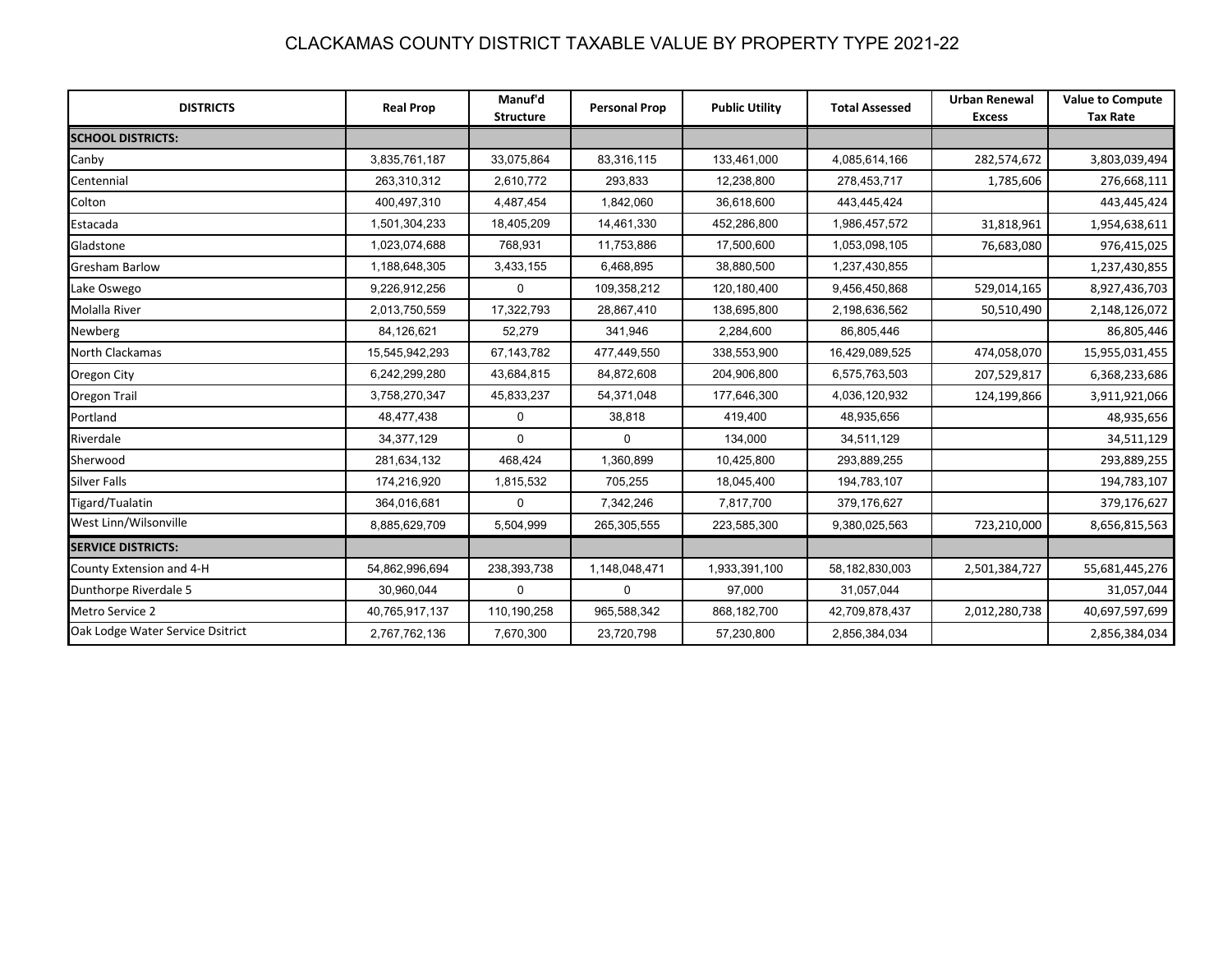# CLACKAMAS COUNTY DISTRICT TAXABLE VALUE BY PROPERTY TYPE 2021-22

| DISTRICTS | Real Prop | Manuf'd Structure | Personal Prop | Public Utility | Total Assessed | Urban Renewal Excess | Value to Compute Tax Rate |
|---|---|---|---|---|---|---|---|
| **SCHOOL DISTRICTS:** | | | | | | | |
| Canby | 3,835,761,187 | 33,075,864 | 83,316,115 | 133,461,000 | 4,085,614,166 | 282,574,672 | 3,803,039,494 |
| Centennial | 263,310,312 | 2,610,772 | 293,833 | 12,238,800 | 278,453,717 | 1,785,606 | 276,668,111 |
| Colton | 400,497,310 | 4,487,454 | 1,842,060 | 36,618,600 | 443,445,424 | | 443,445,424 |
| Estacada | 1,501,304,233 | 18,405,209 | 14,461,330 | 452,286,800 | 1,986,457,572 | 31,818,961 | 1,954,638,611 |
| Gladstone | 1,023,074,688 | 768,931 | 11,753,886 | 17,500,600 | 1,053,098,105 | 76,683,080 | 976,415,025 |
| Gresham Barlow | 1,188,648,305 | 3,433,155 | 6,468,895 | 38,880,500 | 1,237,430,855 | | 1,237,430,855 |
| Lake Oswego | 9,226,912,256 | 0 | 109,358,212 | 120,180,400 | 9,456,450,868 | 529,014,165 | 8,927,436,703 |
| Molalla River | 2,013,750,559 | 17,322,793 | 28,867,410 | 138,695,800 | 2,198,636,562 | 50,510,490 | 2,148,126,072 |
| Newberg | 84,126,621 | 52,279 | 341,946 | 2,284,600 | 86,805,446 | | 86,805,446 |
| North Clackamas | 15,545,942,293 | 67,143,782 | 477,449,550 | 338,553,900 | 16,429,089,525 | 474,058,070 | 15,955,031,455 |
| Oregon City | 6,242,299,280 | 43,684,815 | 84,872,608 | 204,906,800 | 6,575,763,503 | 207,529,817 | 6,368,233,686 |
| Oregon Trail | 3,758,270,347 | 45,833,237 | 54,371,048 | 177,646,300 | 4,036,120,932 | 124,199,866 | 3,911,921,066 |
| Portland | 48,477,438 | 0 | 38,818 | 419,400 | 48,935,656 | | 48,935,656 |
| Riverdale | 34,377,129 | 0 | 0 | 134,000 | 34,511,129 | | 34,511,129 |
| Sherwood | 281,634,132 | 468,424 | 1,360,899 | 10,425,800 | 293,889,255 | | 293,889,255 |
| Silver Falls | 174,216,920 | 1,815,532 | 705,255 | 18,045,400 | 194,783,107 | | 194,783,107 |
| Tigard/Tualatin | 364,016,681 | 0 | 7,342,246 | 7,817,700 | 379,176,627 | | 379,176,627 |
| West Linn/Wilsonville | 8,885,629,709 | 5,504,999 | 265,305,555 | 223,585,300 | 9,380,025,563 | 723,210,000 | 8,656,815,563 |
| **SERVICE DISTRICTS:** | | | | | | | |
| County Extension and 4-H | 54,862,996,694 | 238,393,738 | 1,148,048,471 | 1,933,391,100 | 58,182,830,003 | 2,501,384,727 | 55,681,445,276 |
| Dunthorpe Riverdale 5 | 30,960,044 | 0 | 0 | 97,000 | 31,057,044 | | 31,057,044 |
| Metro Service 2 | 40,765,917,137 | 110,190,258 | 965,588,342 | 868,182,700 | 42,709,878,437 | 2,012,280,738 | 40,697,597,699 |
| Oak Lodge Water Service Dsitrict | 2,767,762,136 | 7,670,300 | 23,720,798 | 57,230,800 | 2,856,384,034 | | 2,856,384,034 |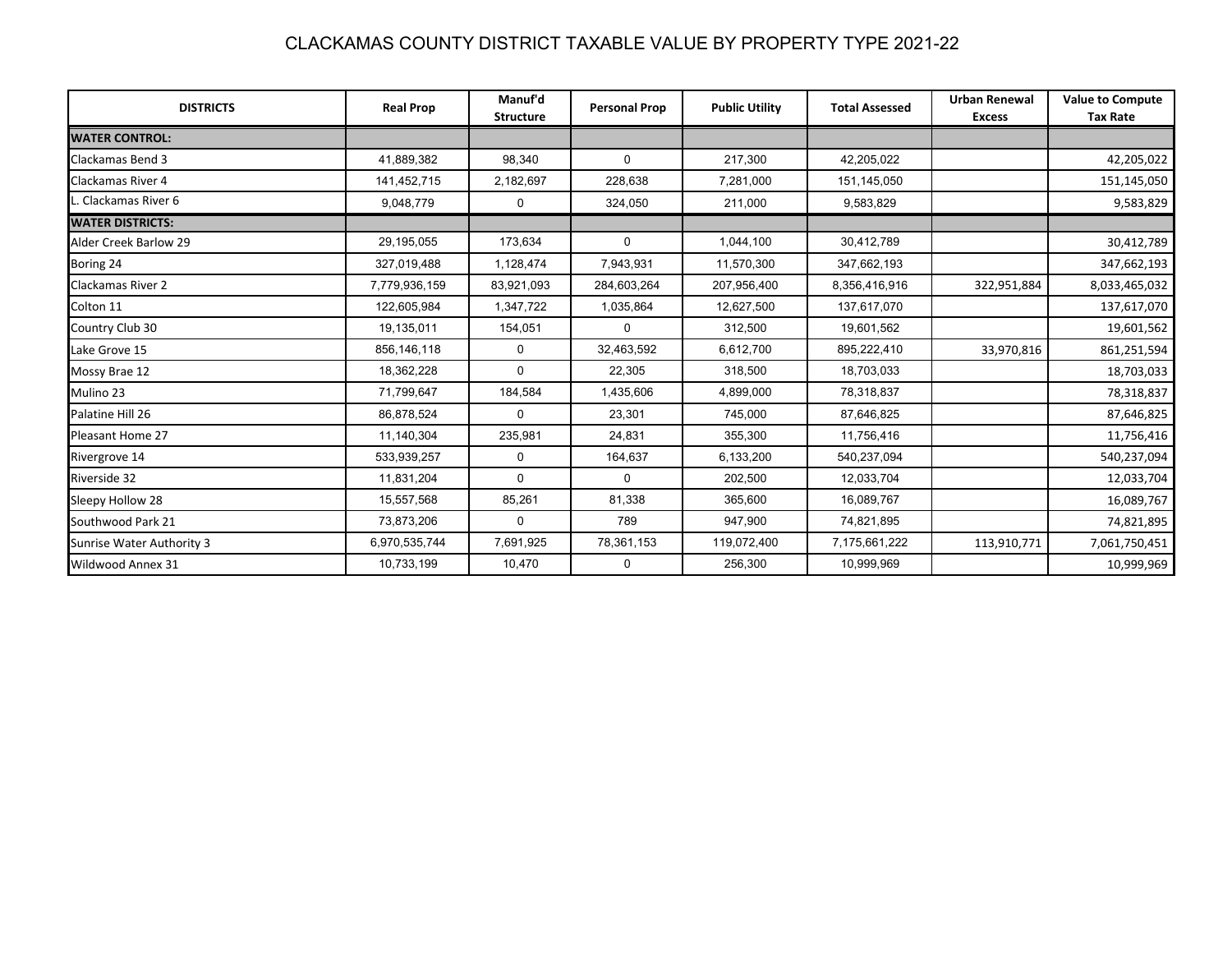# CLACKAMAS COUNTY DISTRICT TAXABLE VALUE BY PROPERTY TYPE 2021-22

| DISTRICTS | Real Prop | Manuf'd Structure | Personal Prop | Public Utility | Total Assessed | Urban Renewal Excess | Value to Compute Tax Rate |
|---|---|---|---|---|---|---|---|
| **WATER CONTROL:** | | | | | | | |
| Clackamas Bend 3 | 41,889,382 | 98,340 | 0 | 217,300 | 42,205,022 | | 42,205,022 |
| Clackamas River 4 | 141,452,715 | 2,182,697 | 228,638 | 7,281,000 | 151,145,050 | | 151,145,050 |
| L. Clackamas River 6 | 9,048,779 | 0 | 324,050 | 211,000 | 9,583,829 | | 9,583,829 |
| **WATER DISTRICTS:** | | | | | | | |
| Alder Creek Barlow 29 | 29,195,055 | 173,634 | 0 | 1,044,100 | 30,412,789 | | 30,412,789 |
| Boring 24 | 327,019,488 | 1,128,474 | 7,943,931 | 11,570,300 | 347,662,193 | | 347,662,193 |
| Clackamas River 2 | 7,779,936,159 | 83,921,093 | 284,603,264 | 207,956,400 | 8,356,416,916 | 322,951,884 | 8,033,465,032 |
| Colton 11 | 122,605,984 | 1,347,722 | 1,035,864 | 12,627,500 | 137,617,070 | | 137,617,070 |
| Country Club 30 | 19,135,011 | 154,051 | 0 | 312,500 | 19,601,562 | | 19,601,562 |
| Lake Grove 15 | 856,146,118 | 0 | 32,463,592 | 6,612,700 | 895,222,410 | 33,970,816 | 861,251,594 |
| Mossy Brae 12 | 18,362,228 | 0 | 22,305 | 318,500 | 18,703,033 | | 18,703,033 |
| Mulino 23 | 71,799,647 | 184,584 | 1,435,606 | 4,899,000 | 78,318,837 | | 78,318,837 |
| Palatine Hill 26 | 86,878,524 | 0 | 23,301 | 745,000 | 87,646,825 | | 87,646,825 |
| Pleasant Home 27 | 11,140,304 | 235,981 | 24,831 | 355,300 | 11,756,416 | | 11,756,416 |
| Rivergrove 14 | 533,939,257 | 0 | 164,637 | 6,133,200 | 540,237,094 | | 540,237,094 |
| Riverside 32 | 11,831,204 | 0 | 0 | 202,500 | 12,033,704 | | 12,033,704 |
| Sleepy Hollow 28 | 15,557,568 | 85,261 | 81,338 | 365,600 | 16,089,767 | | 16,089,767 |
| Southwood Park 21 | 73,873,206 | 0 | 789 | 947,900 | 74,821,895 | | 74,821,895 |
| Sunrise Water Authority 3 | 6,970,535,744 | 7,691,925 | 78,361,153 | 119,072,400 | 7,175,661,222 | 113,910,771 | 7,061,750,451 |
| Wildwood Annex 31 | 10,733,199 | 10,470 | 0 | 256,300 | 10,999,969 | | 10,999,969 |